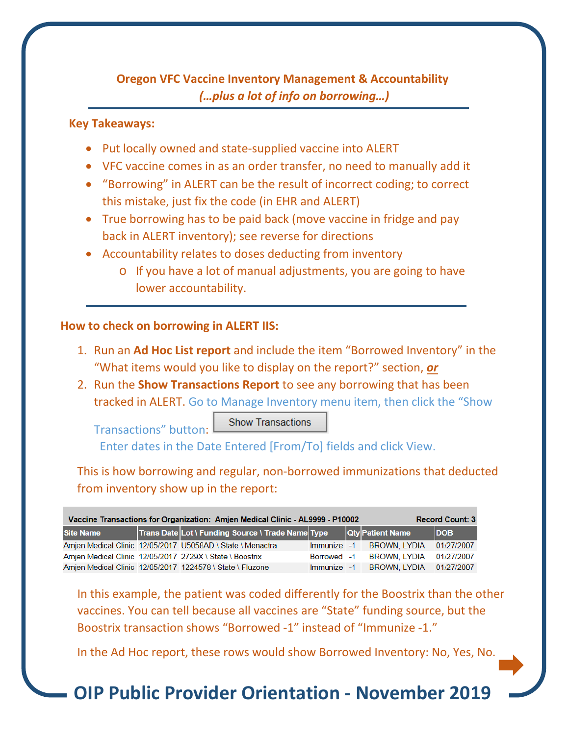## Oregon VFC Vaccine Inventory Management & Accountability

***(…plus a lot of info on borrowing…)***

**Key Takeaways:**

- Put locally owned and state-supplied vaccine into ALERT
- VFC vaccine comes in as an order transfer, no need to manually add it
- "Borrowing" in ALERT can be the result of incorrect coding; to correct this mistake, just fix the code (in EHR and ALERT)
- True borrowing has to be paid back (move vaccine in fridge and pay back in ALERT inventory); see reverse for directions
- Accountability relates to doses deducting from inventory
  - If you have a lot of manual adjustments, you are going to have lower accountability.

**How to check on borrowing in ALERT IIS:**

1. Run an **Ad Hoc List report** and include the item "Borrowed Inventory" in the "What items would you like to display on the report?" section, ***or***
2. Run the **Show Transactions Report** to see any borrowing that has been tracked in ALERT. Go to Manage Inventory menu item, then click the "Show Transactions" button: Show Transactions

   Enter dates in the Date Entered [From/To] fields and click View.

This is how borrowing and regular, non-borrowed immunizations that deducted from inventory show up in the report:

**Vaccine Transactions for Organization: Amjen Medical Clinic - AL9999 - P10002** — **Record Count: 3**

| Site Name | Trans Date | Lot \ Funding Source \ Trade Name | Type | Qty | Patient Name | DOB |
|---|---|---|---|---|---|---|
| Amjen Medical Clinic | 12/05/2017 | U5058AD \ State \ Menactra | Immunize | -1 | BROWN, LYDIA | 01/27/2007 |
| Amjen Medical Clinic | 12/05/2017 | 2729X \ State \ Boostrix | Borrowed | -1 | BROWN, LYDIA | 01/27/2007 |
| Amjen Medical Clinic | 12/05/2017 | 1224578 \ State \ Fluzone | Immunize | -1 | BROWN, LYDIA | 01/27/2007 |

In this example, the patient was coded differently for the Boostrix than the other vaccines. You can tell because all vaccines are "State" funding source, but the Boostrix transaction shows "Borrowed -1" instead of "Immunize -1."

In the Ad Hoc report, these rows would show Borrowed Inventory: No, Yes, No.

**OIP Public Provider Orientation - November 2019**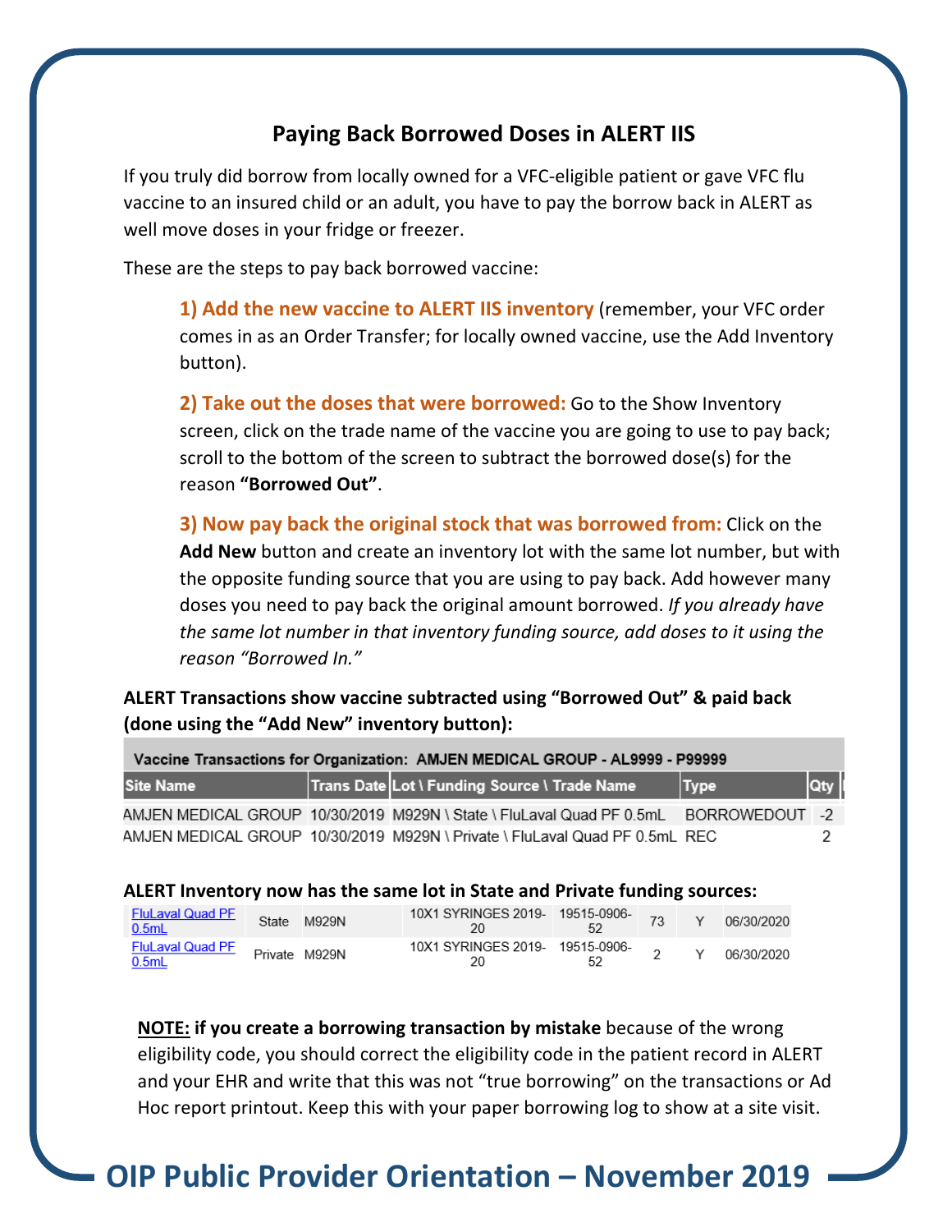# Paying Back Borrowed Doses in ALERT IIS

If you truly did borrow from locally owned for a VFC-eligible patient or gave VFC flu vaccine to an insured child or an adult, you have to pay the borrow back in ALERT as well move doses in your fridge or freezer.

These are the steps to pay back borrowed vaccine:

**1) Add the new vaccine to ALERT IIS inventory** (remember, your VFC order comes in as an Order Transfer; for locally owned vaccine, use the Add Inventory button).

**2) Take out the doses that were borrowed:** Go to the Show Inventory screen, click on the trade name of the vaccine you are going to use to pay back; scroll to the bottom of the screen to subtract the borrowed dose(s) for the reason **"Borrowed Out"**.

**3) Now pay back the original stock that was borrowed from:** Click on the **Add New** button and create an inventory lot with the same lot number, but with the opposite funding source that you are using to pay back. Add however many doses you need to pay back the original amount borrowed. *If you already have the same lot number in that inventory funding source, add doses to it using the reason "Borrowed In."*

**ALERT Transactions show vaccine subtracted using "Borrowed Out" & paid back (done using the "Add New" inventory button):**

Vaccine Transactions for Organization: AMJEN MEDICAL GROUP - AL9999 - P99999

| Site Name | Trans Date | Lot \ Funding Source \ Trade Name | Type | Qty |
|---|---|---|---|---|
| AMJEN MEDICAL GROUP | 10/30/2019 | M929N \ State \ FluLaval Quad PF 0.5mL | BORROWEDOUT | -2 |
| AMJEN MEDICAL GROUP | 10/30/2019 | M929N \ Private \ FluLaval Quad PF 0.5mL | REC | 2 |

**ALERT Inventory now has the same lot in State and Private funding sources:**

| | | | | | | | |
|---|---|---|---|---|---|---|---|
| FluLaval Quad PF 0.5mL | State | M929N | 10X1 SYRINGES 2019-20 | 19515-0906-52 | 73 | Y | 06/30/2020 |
| FluLaval Quad PF 0.5mL | Private | M929N | 10X1 SYRINGES 2019-20 | 19515-0906-52 | 2 | Y | 06/30/2020 |

**NOTE: if you create a borrowing transaction by mistake** because of the wrong eligibility code, you should correct the eligibility code in the patient record in ALERT and your EHR and write that this was not "true borrowing" on the transactions or Ad Hoc report printout. Keep this with your paper borrowing log to show at a site visit.